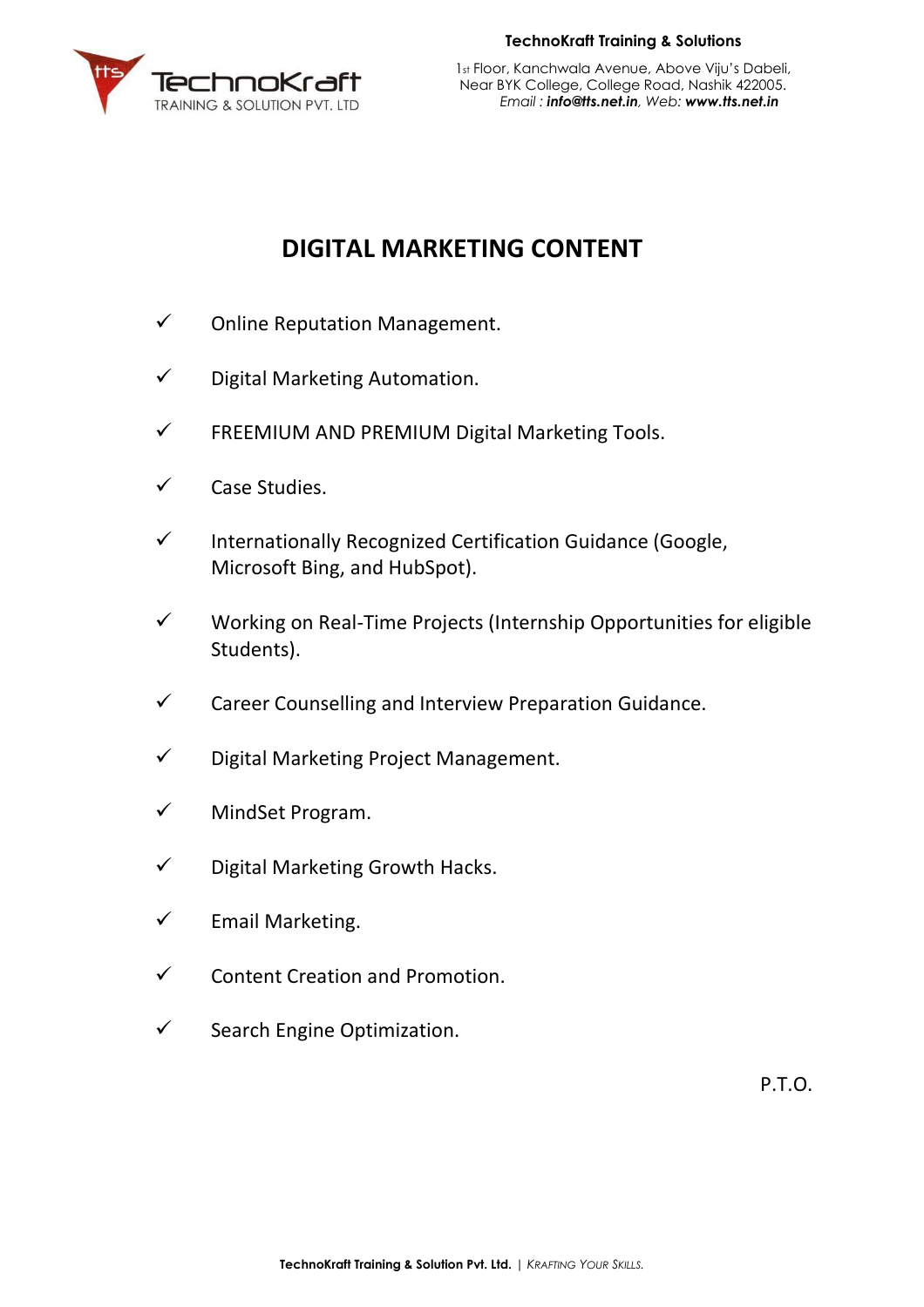# DIGITAL MARKETING CONTENT

- ✓ Online Reputation Management.
- ✓ Digital Marketing Automation.
- ✓ FREEMIUM AND PREMIUM Digital Marketing Tools.
- ✓ Case Studies.
- ✓ Internationally Recognized Certification Guidance (Google, Microsoft Bing, and HubSpot).
- ✓ Working on Real-Time Projects (Internship Opportunities for eligible Students).
- ✓ Career Counselling and Interview Preparation Guidance.
- ✓ Digital Marketing Project Management.
- ✓ MindSet Program.
- ✓ Digital Marketing Growth Hacks.
- ✓ Email Marketing.
- ✓ Content Creation and Promotion.
- ✓ Search Engine Optimization.

P.T.O.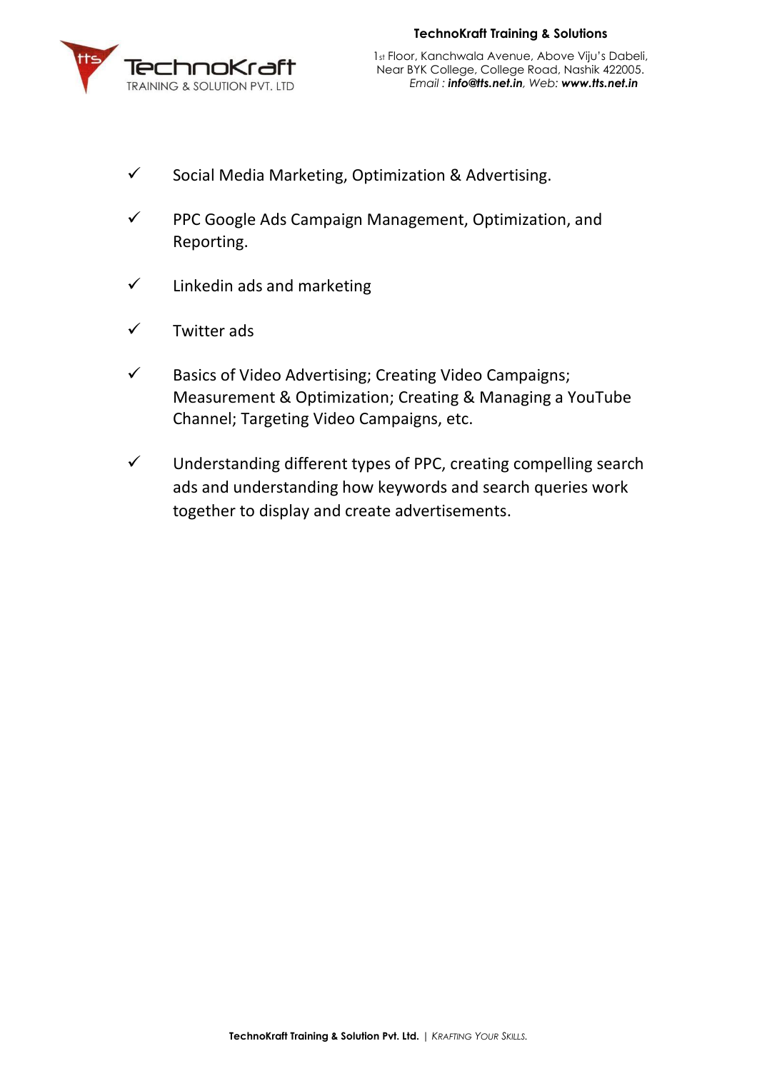- ✓ Social Media Marketing, Optimization & Advertising.
- ✓ PPC Google Ads Campaign Management, Optimization, and Reporting.
- ✓ Linkedin ads and marketing
- ✓ Twitter ads
- ✓ Basics of Video Advertising; Creating Video Campaigns; Measurement & Optimization; Creating & Managing a YouTube Channel; Targeting Video Campaigns, etc.
- ✓ Understanding different types of PPC, creating compelling search ads and understanding how keywords and search queries work together to display and create advertisements.